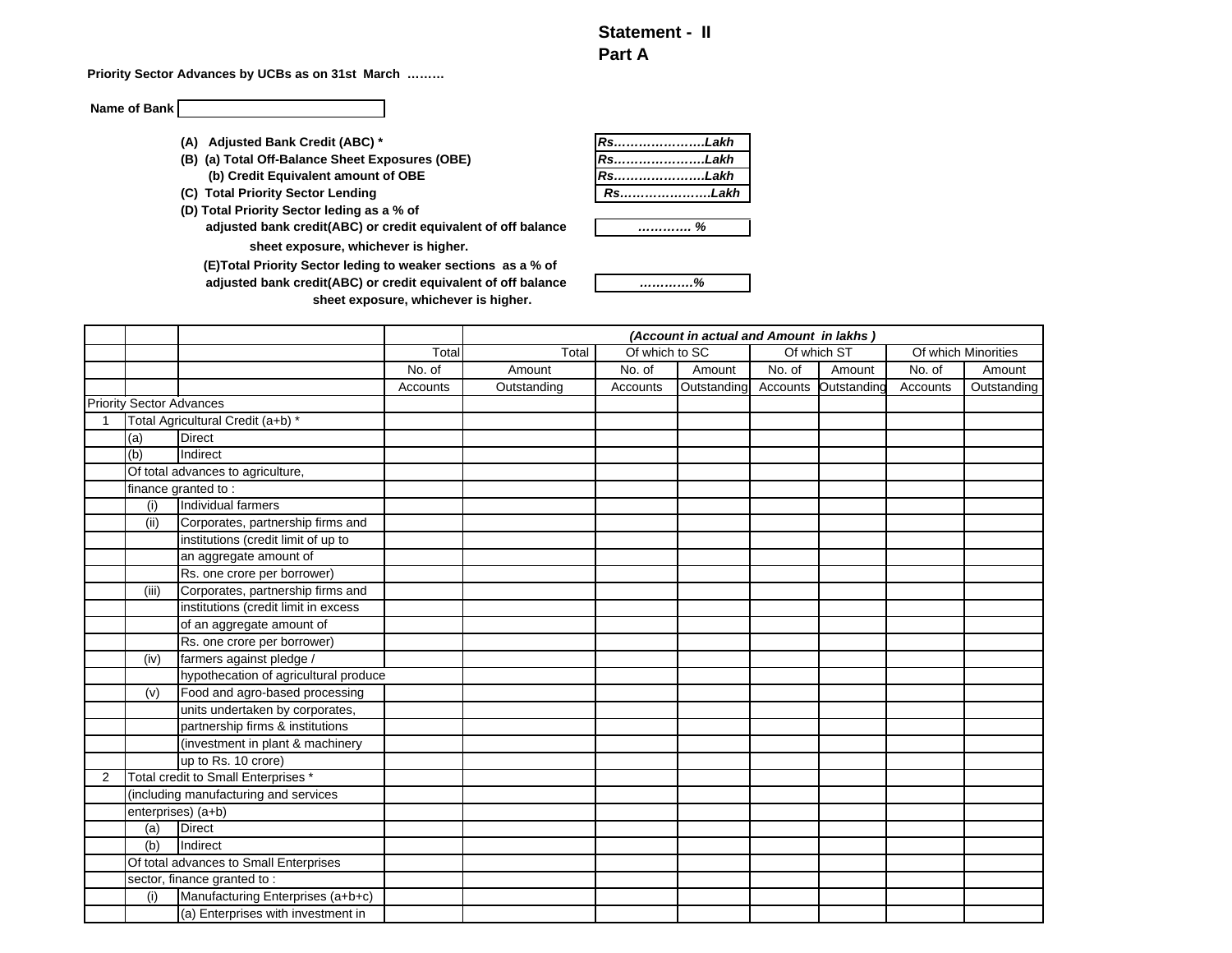## Statement - II
## Part A

**Priority Sector Advances by UCBs as on 31st March ………**

**Name of Bank** ______________________

| | |
|---|---|
| **(A) Adjusted Bank Credit (ABC) *** | ***Rs………………….Lakh*** |
| **(B) (a) Total Off-Balance Sheet Exposures (OBE)** | ***Rs………………….Lakh*** |
| **(b) Credit Equivalent amount of OBE** | ***Rs………………….Lakh*** |
| **(C) Total Priority Sector Lending** | ***Rs………………….Lakh*** |
| **(D) Total Priority Sector leding as a % of adjusted bank credit(ABC) or credit equivalent of off balance sheet exposure, whichever is higher.** | ***…………. %*** |
| **(E)Total Priority Sector leding to weaker sections as a % of adjusted bank credit(ABC) or credit equivalent of off balance sheet exposure, whichever is higher.** | ***…………%*** |

| | | | | ***(Account in actual and Amount in lakhs )*** | | | | | | | |
|---|---|---|---|---|---|---|---|---|---|---|---|
| | | | Total | Total | Of which to SC | | Of which ST | | Of which Minorities | |
| | | | No. of | Amount | No. of | Amount | No. of | Amount | No. of | Amount |
| | | | Accounts | Outstanding | Accounts | Outstanding | Accounts | Outstanding | Accounts | Outstanding |
| Priority Sector Advances | | | | | | | | | | |
| 1 | Total Agricultural Credit (a+b) * | | | | | | | | | |
| | (a) | Direct | | | | | | | | |
| | (b) | Indirect | | | | | | | | |
| | Of total advances to agriculture, | | | | | | | | | |
| | finance granted to : | | | | | | | | | |
| | (i) | Individual farmers | | | | | | | | |
| | (ii) | Corporates, partnership firms and | | | | | | | | |
| | | institutions (credit limit of up to | | | | | | | | |
| | | an aggregate amount of | | | | | | | | |
| | | Rs. one crore per borrower) | | | | | | | | |
| | (iii) | Corporates, partnership firms and | | | | | | | | |
| | | institutions (credit limit in excess | | | | | | | | |
| | | of an aggregate amount of | | | | | | | | |
| | | Rs. one crore per borrower) | | | | | | | | |
| | (iv) | farmers against pledge / | | | | | | | | |
| | | hypothecation of agricultural produce | | | | | | | | |
| | (v) | Food and agro-based processing | | | | | | | | |
| | | units undertaken by corporates, | | | | | | | | |
| | | partnership firms & institutions | | | | | | | | |
| | | (investment in plant & machinery | | | | | | | | |
| | | up to Rs. 10 crore) | | | | | | | | |
| 2 | Total credit to Small Enterprises * | | | | | | | | | |
| | (including manufacturing and services | | | | | | | | | |
| | enterprises) (a+b) | | | | | | | | | |
| | (a) | Direct | | | | | | | | |
| | (b) | Indirect | | | | | | | | |
| | Of total advances to Small Enterprises | | | | | | | | | |
| | sector, finance granted to : | | | | | | | | | |
| | (i) | Manufacturing Enterprises (a+b+c) | | | | | | | | |
| | | (a) Enterprises with investment in | | | | | | | | |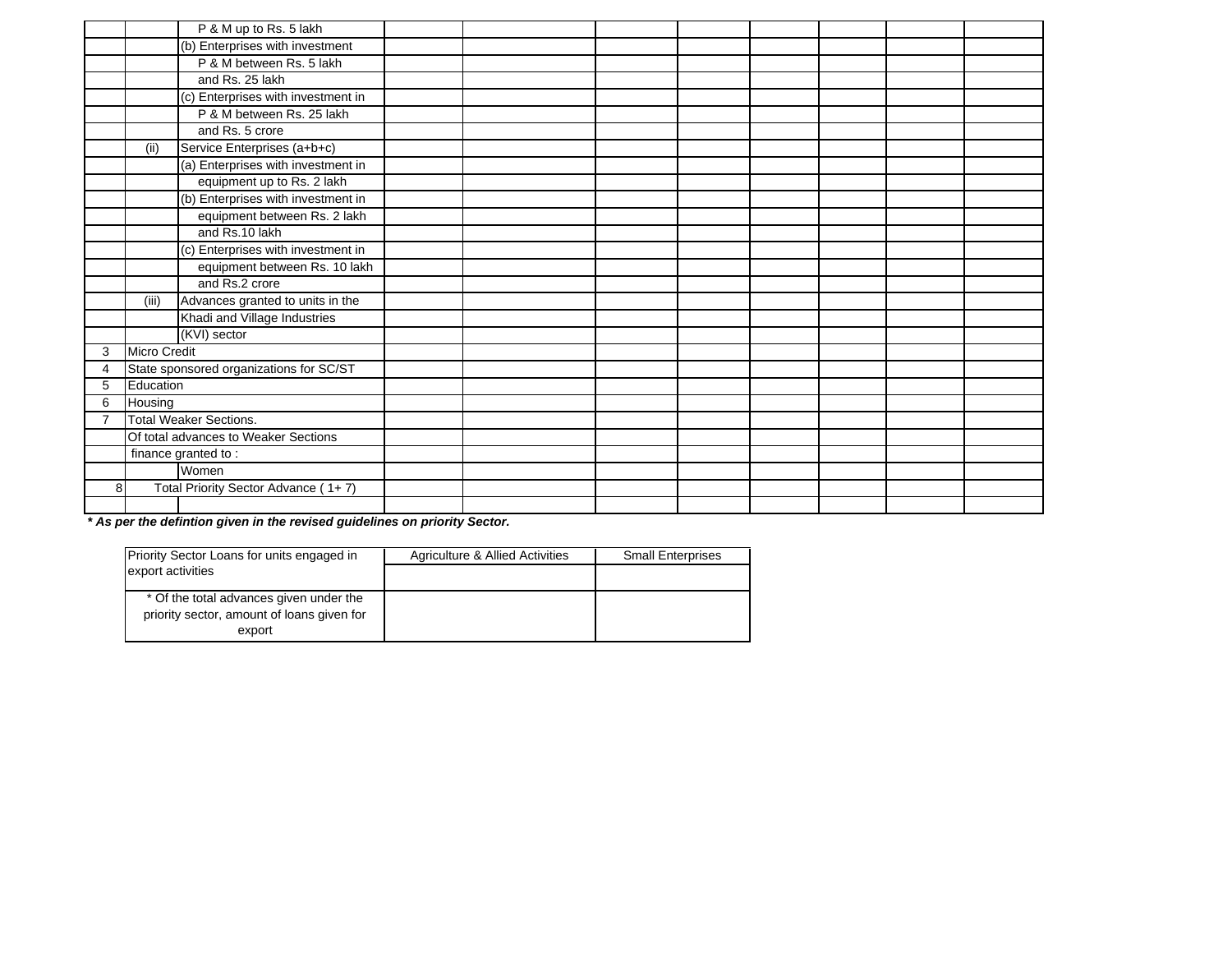| | | | | | | | | | | |
|---|---|---|---|---|---|---|---|---|---|---|
| | | P & M up to Rs. 5 lakh | | | | | | | | |
| | | (b) Enterprises with investment | | | | | | | | |
| | | P & M between Rs. 5 lakh | | | | | | | | |
| | | and Rs. 25 lakh | | | | | | | | |
| | | (c) Enterprises with investment in | | | | | | | | |
| | | P & M between Rs. 25 lakh | | | | | | | | |
| | | and Rs. 5 crore | | | | | | | | |
| | (ii) | Service Enterprises (a+b+c) | | | | | | | | |
| | | (a) Enterprises with investment in | | | | | | | | |
| | | equipment up to Rs. 2 lakh | | | | | | | | |
| | | (b) Enterprises with investment in | | | | | | | | |
| | | equipment between Rs. 2 lakh | | | | | | | | |
| | | and Rs.10 lakh | | | | | | | | |
| | | (c) Enterprises with investment in | | | | | | | | |
| | | equipment between Rs. 10 lakh | | | | | | | | |
| | | and Rs.2 crore | | | | | | | | |
| | (iii) | Advances granted to units in the | | | | | | | | |
| | | Khadi and Village Industries | | | | | | | | |
| | | (KVI) sector | | | | | | | | |
| 3 | Micro Credit | | | | | | | | | |
| 4 | State sponsored organizations for SC/ST | | | | | | | | | |
| 5 | Education | | | | | | | | | |
| 6 | Housing | | | | | | | | | |
| 7 | Total Weaker Sections. | | | | | | | | | |
| | Of total advances to Weaker Sections | | | | | | | | | |
| | finance granted to : | | | | | | | | | |
| | | Women | | | | | | | | |
| 8 | Total Priority Sector Advance ( 1+ 7) | | | | | | | | | |
| | | | | | | | | | | |

***\* As per the defintion given in the revised guidelines on priority Sector.***

| Priority Sector Loans for units engaged in export activities | Agriculture & Allied Activities | Small Enterprises |
|---|---|---|
| | | |
| * Of the total advances given under the priority sector, amount of loans given for export | | |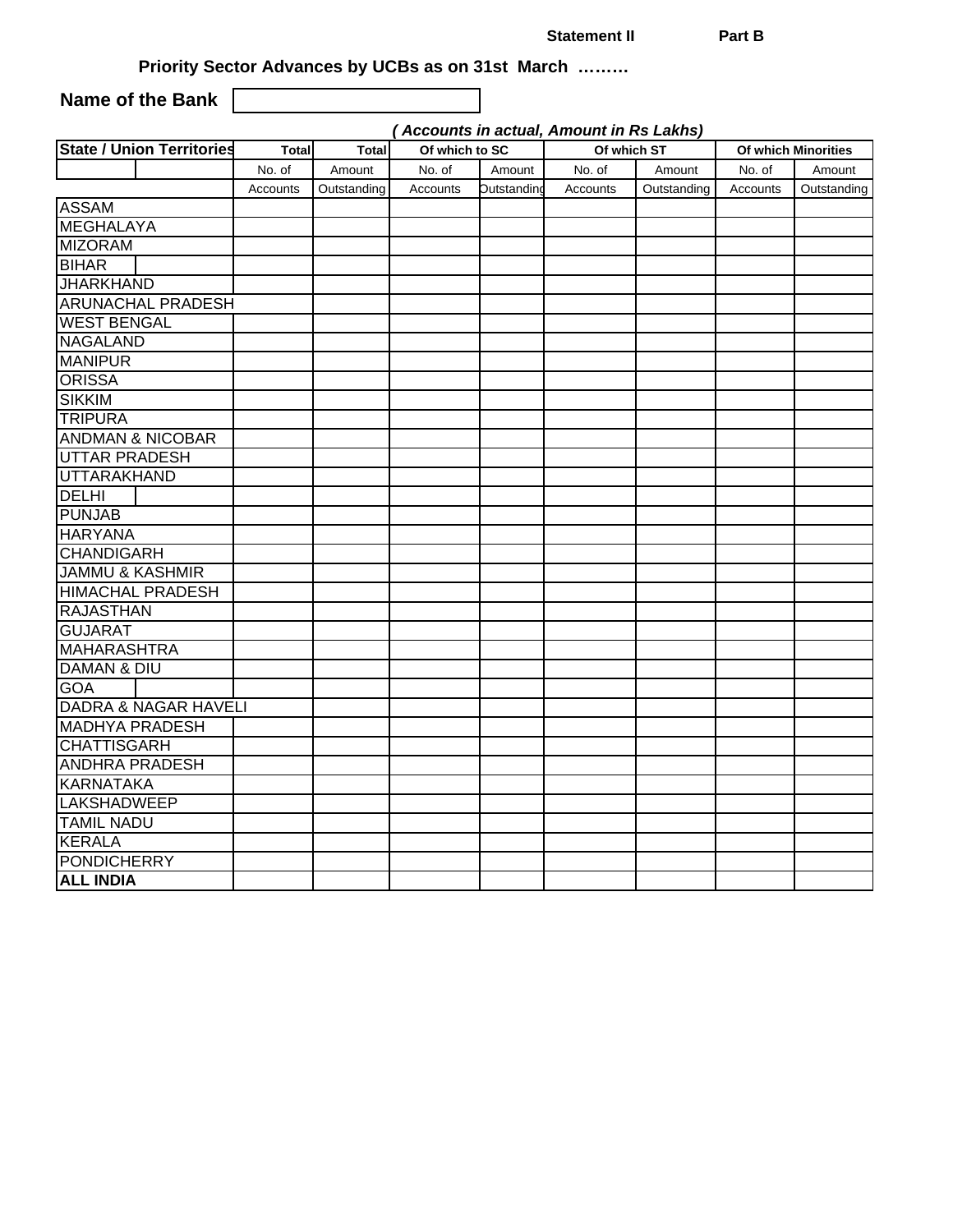Statement II Part B

**Priority Sector Advances by UCBs as on 31st March ………**

**Name of the Bank**

*( Accounts in actual, Amount in Rs Lakhs)*

| State / Union Territories | Total | Total | Of which to SC | | Of which ST | | Of which Minorities | |
|---|---|---|---|---|---|---|---|---|
| | No. of Accounts | Amount Outstanding | No. of Accounts | Amount Outstanding | No. of Accounts | Amount Outstanding | No. of Accounts | Amount Outstanding |
| ASSAM | | | | | | | | |
| MEGHALAYA | | | | | | | | |
| MIZORAM | | | | | | | | |
| BIHAR | | | | | | | | |
| JHARKHAND | | | | | | | | |
| ARUNACHAL PRADESH | | | | | | | | |
| WEST BENGAL | | | | | | | | |
| NAGALAND | | | | | | | | |
| MANIPUR | | | | | | | | |
| ORISSA | | | | | | | | |
| SIKKIM | | | | | | | | |
| TRIPURA | | | | | | | | |
| ANDMAN & NICOBAR | | | | | | | | |
| UTTAR PRADESH | | | | | | | | |
| UTTARAKHAND | | | | | | | | |
| DELHI | | | | | | | | |
| PUNJAB | | | | | | | | |
| HARYANA | | | | | | | | |
| CHANDIGARH | | | | | | | | |
| JAMMU & KASHMIR | | | | | | | | |
| HIMACHAL PRADESH | | | | | | | | |
| RAJASTHAN | | | | | | | | |
| GUJARAT | | | | | | | | |
| MAHARASHTRA | | | | | | | | |
| DAMAN & DIU | | | | | | | | |
| GOA | | | | | | | | |
| DADRA & NAGAR HAVELI | | | | | | | | |
| MADHYA PRADESH | | | | | | | | |
| CHATTISGARH | | | | | | | | |
| ANDHRA PRADESH | | | | | | | | |
| KARNATAKA | | | | | | | | |
| LAKSHADWEEP | | | | | | | | |
| TAMIL NADU | | | | | | | | |
| KERALA | | | | | | | | |
| PONDICHERRY | | | | | | | | |
| **ALL INDIA** | | | | | | | | |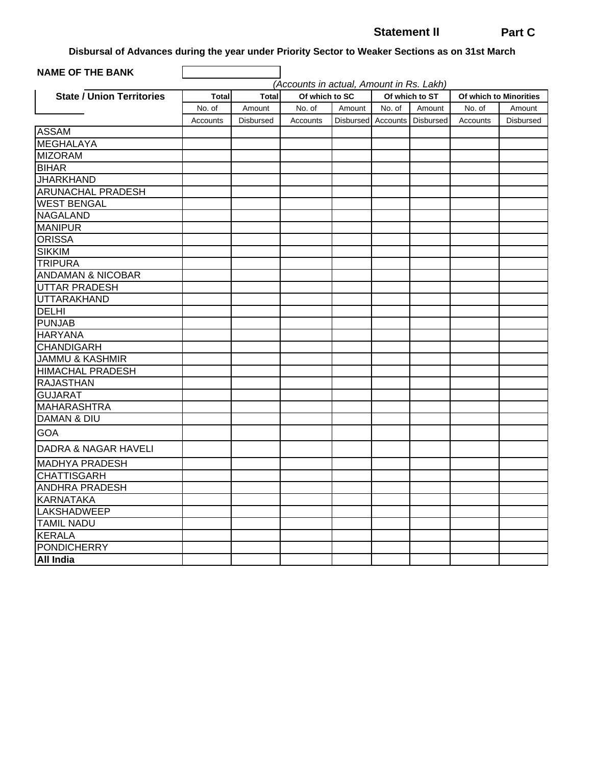**Statement II** **Part C**

**Disbursal of Advances during the year under Priority Sector to Weaker Sections as on 31st March**

**NAME OF THE BANK**

*(Accounts in actual, Amount in Rs. Lakh)*

| State / Union Territories | Total | Total | Of which to SC | | Of which to ST | | Of which to Minorities | |
|---|---|---|---|---|---|---|---|---|
| | No. of Accounts | Amount Disbursed | No. of Accounts | Amount Disbursed | No. of Accounts | Amount Disbursed | No. of Accounts | Amount Disbursed |
| ASSAM | | | | | | | | |
| MEGHALAYA | | | | | | | | |
| MIZORAM | | | | | | | | |
| BIHAR | | | | | | | | |
| JHARKHAND | | | | | | | | |
| ARUNACHAL PRADESH | | | | | | | | |
| WEST BENGAL | | | | | | | | |
| NAGALAND | | | | | | | | |
| MANIPUR | | | | | | | | |
| ORISSA | | | | | | | | |
| SIKKIM | | | | | | | | |
| TRIPURA | | | | | | | | |
| ANDAMAN & NICOBAR | | | | | | | | |
| UTTAR PRADESH | | | | | | | | |
| UTTARAKHAND | | | | | | | | |
| DELHI | | | | | | | | |
| PUNJAB | | | | | | | | |
| HARYANA | | | | | | | | |
| CHANDIGARH | | | | | | | | |
| JAMMU & KASHMIR | | | | | | | | |
| HIMACHAL PRADESH | | | | | | | | |
| RAJASTHAN | | | | | | | | |
| GUJARAT | | | | | | | | |
| MAHARASHTRA | | | | | | | | |
| DAMAN & DIU | | | | | | | | |
| GOA | | | | | | | | |
| DADRA & NAGAR HAVELI | | | | | | | | |
| MADHYA PRADESH | | | | | | | | |
| CHATTISGARH | | | | | | | | |
| ANDHRA PRADESH | | | | | | | | |
| KARNATAKA | | | | | | | | |
| LAKSHADWEEP | | | | | | | | |
| TAMIL NADU | | | | | | | | |
| KERALA | | | | | | | | |
| PONDICHERRY | | | | | | | | |
| **All India** | | | | | | | | |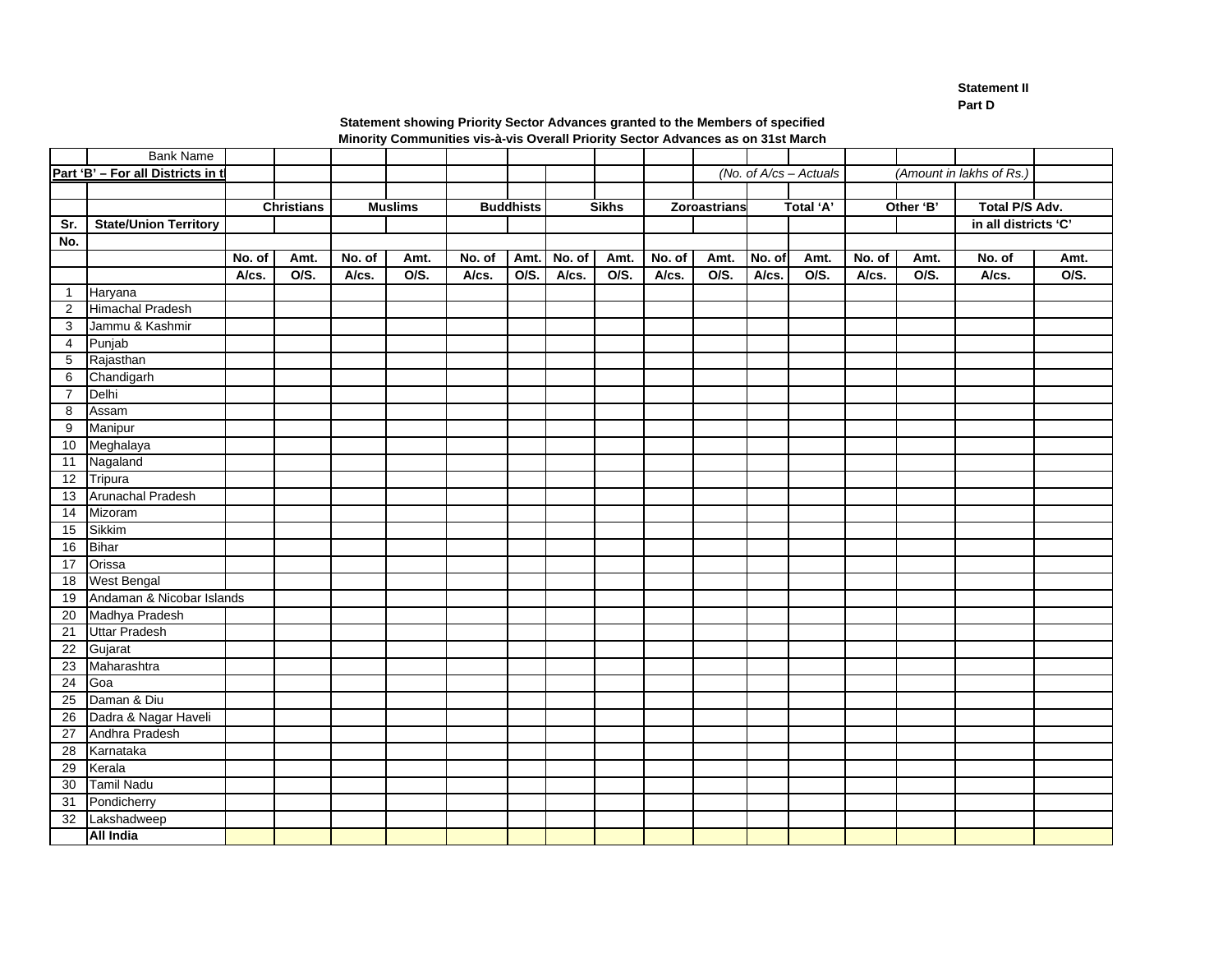**Statement II**
**Part D**

**Statement showing Priority Sector Advances granted to the Members of specified Minority Communities vis-à-vis Overall Priority Sector Advances as on 31st March**

| | Bank Name | | | | | | | | | | | | | | | | |
|---|---|---|---|---|---|---|---|---|---|---|---|---|---|---|---|---|---|
| **Part 'B' – For all Districts in t** | | | | | | | | | | | *(No. of A/cs – Actuals* | | | *(Amount in lakhs of Rs.)* | | | |
| | | **Christians** | | **Muslims** | | **Buddhists** | | **Sikhs** | | **Zoroastrians** | | **Total 'A'** | | **Other 'B'** | | **Total P/S Adv. in all districts 'C'** | |
| **Sr. No.** | **State/Union Territory** | **No. of A/cs.** | **Amt. O/S.** | **No. of A/cs.** | **Amt. O/S.** | **No. of A/cs.** | **Amt. O/S.** | **No. of A/cs.** | **Amt. O/S.** | **No. of A/cs.** | **Amt. O/S.** | **No. of A/cs.** | **Amt. O/S.** | **No. of A/cs.** | **Amt. O/S.** | **No. of A/cs.** | **Amt. O/S.** |
| 1 | Haryana | | | | | | | | | | | | | | | | |
| 2 | Himachal Pradesh | | | | | | | | | | | | | | | | |
| 3 | Jammu & Kashmir | | | | | | | | | | | | | | | | |
| 4 | Punjab | | | | | | | | | | | | | | | | |
| 5 | Rajasthan | | | | | | | | | | | | | | | | |
| 6 | Chandigarh | | | | | | | | | | | | | | | | |
| 7 | Delhi | | | | | | | | | | | | | | | | |
| 8 | Assam | | | | | | | | | | | | | | | | |
| 9 | Manipur | | | | | | | | | | | | | | | | |
| 10 | Meghalaya | | | | | | | | | | | | | | | | |
| 11 | Nagaland | | | | | | | | | | | | | | | | |
| 12 | Tripura | | | | | | | | | | | | | | | | |
| 13 | Arunachal Pradesh | | | | | | | | | | | | | | | | |
| 14 | Mizoram | | | | | | | | | | | | | | | | |
| 15 | Sikkim | | | | | | | | | | | | | | | | |
| 16 | Bihar | | | | | | | | | | | | | | | | |
| 17 | Orissa | | | | | | | | | | | | | | | | |
| 18 | West Bengal | | | | | | | | | | | | | | | | |
| 19 | Andaman & Nicobar Islands | | | | | | | | | | | | | | | | |
| 20 | Madhya Pradesh | | | | | | | | | | | | | | | | |
| 21 | Uttar Pradesh | | | | | | | | | | | | | | | | |
| 22 | Gujarat | | | | | | | | | | | | | | | | |
| 23 | Maharashtra | | | | | | | | | | | | | | | | |
| 24 | Goa | | | | | | | | | | | | | | | | |
| 25 | Daman & Diu | | | | | | | | | | | | | | | | |
| 26 | Dadra & Nagar Haveli | | | | | | | | | | | | | | | | |
| 27 | Andhra Pradesh | | | | | | | | | | | | | | | | |
| 28 | Karnataka | | | | | | | | | | | | | | | | |
| 29 | Kerala | | | | | | | | | | | | | | | | |
| 30 | Tamil Nadu | | | | | | | | | | | | | | | | |
| 31 | Pondicherry | | | | | | | | | | | | | | | | |
| 32 | Lakshadweep | | | | | | | | | | | | | | | | |
| | **All India** | | | | | | | | | | | | | | | | |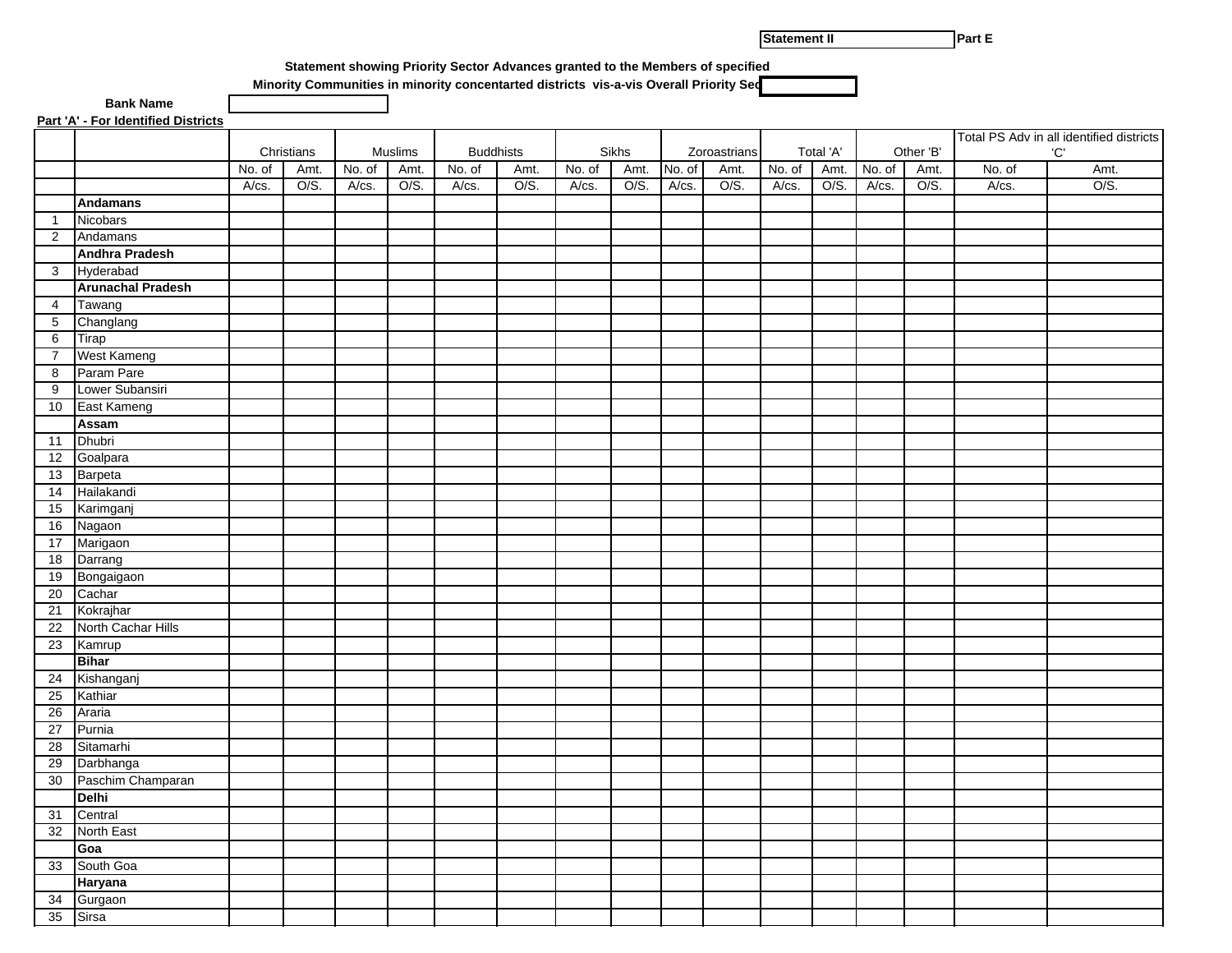Statement II | Part E

**Statement showing Priority Sector Advances granted to the Members of specified Minority Communities in minority concentarted districts vis-a-vis Overall Priority Sec**

**Bank Name**

**Part 'A' - For Identified Districts**

| | | Christians | | Muslims | | Buddhists | | Sikhs | | Zoroastrians | | Total 'A' | | Other 'B' | | Total PS Adv in all identified districts 'C' | |
|---|---|---|---|---|---|---|---|---|---|---|---|---|---|---|---|---|---|
| | | No. of A/cs. | Amt. O/S. | No. of A/cs. | Amt. O/S. | No. of A/cs. | Amt. O/S. | No. of A/cs. | Amt. O/S. | No. of A/cs. | Amt. O/S. | No. of A/cs. | Amt. O/S. | No. of A/cs. | Amt. O/S. | No. of A/cs. | Amt. O/S. |
| | **Andamans** | | | | | | | | | | | | | | | | |
| 1 | Nicobars | | | | | | | | | | | | | | | | |
| 2 | Andamans | | | | | | | | | | | | | | | | |
| | **Andhra Pradesh** | | | | | | | | | | | | | | | | |
| 3 | Hyderabad | | | | | | | | | | | | | | | | |
| | **Arunachal Pradesh** | | | | | | | | | | | | | | | | |
| 4 | Tawang | | | | | | | | | | | | | | | | |
| 5 | Changlang | | | | | | | | | | | | | | | | |
| 6 | Tirap | | | | | | | | | | | | | | | | |
| 7 | West Kameng | | | | | | | | | | | | | | | | |
| 8 | Param Pare | | | | | | | | | | | | | | | | |
| 9 | Lower Subansiri | | | | | | | | | | | | | | | | |
| 10 | East Kameng | | | | | | | | | | | | | | | | |
| | **Assam** | | | | | | | | | | | | | | | | |
| 11 | Dhubri | | | | | | | | | | | | | | | | |
| 12 | Goalpara | | | | | | | | | | | | | | | | |
| 13 | Barpeta | | | | | | | | | | | | | | | | |
| 14 | Hailakandi | | | | | | | | | | | | | | | | |
| 15 | Karimganj | | | | | | | | | | | | | | | | |
| 16 | Nagaon | | | | | | | | | | | | | | | | |
| 17 | Marigaon | | | | | | | | | | | | | | | | |
| 18 | Darrang | | | | | | | | | | | | | | | | |
| 19 | Bongaigaon | | | | | | | | | | | | | | | | |
| 20 | Cachar | | | | | | | | | | | | | | | | |
| 21 | Kokrajhar | | | | | | | | | | | | | | | | |
| 22 | North Cachar Hills | | | | | | | | | | | | | | | | |
| 23 | Kamrup | | | | | | | | | | | | | | | | |
| | **Bihar** | | | | | | | | | | | | | | | | |
| 24 | Kishanganj | | | | | | | | | | | | | | | | |
| 25 | Kathiar | | | | | | | | | | | | | | | | |
| 26 | Araria | | | | | | | | | | | | | | | | |
| 27 | Purnia | | | | | | | | | | | | | | | | |
| 28 | Sitamarhi | | | | | | | | | | | | | | | | |
| 29 | Darbhanga | | | | | | | | | | | | | | | | |
| 30 | Paschim Champaran | | | | | | | | | | | | | | | | |
| | **Delhi** | | | | | | | | | | | | | | | | |
| 31 | Central | | | | | | | | | | | | | | | | |
| 32 | North East | | | | | | | | | | | | | | | | |
| | **Goa** | | | | | | | | | | | | | | | | |
| 33 | South Goa | | | | | | | | | | | | | | | | |
| | **Haryana** | | | | | | | | | | | | | | | | |
| 34 | Gurgaon | | | | | | | | | | | | | | | | |
| 35 | Sirsa | | | | | | | | | | | | | | | | |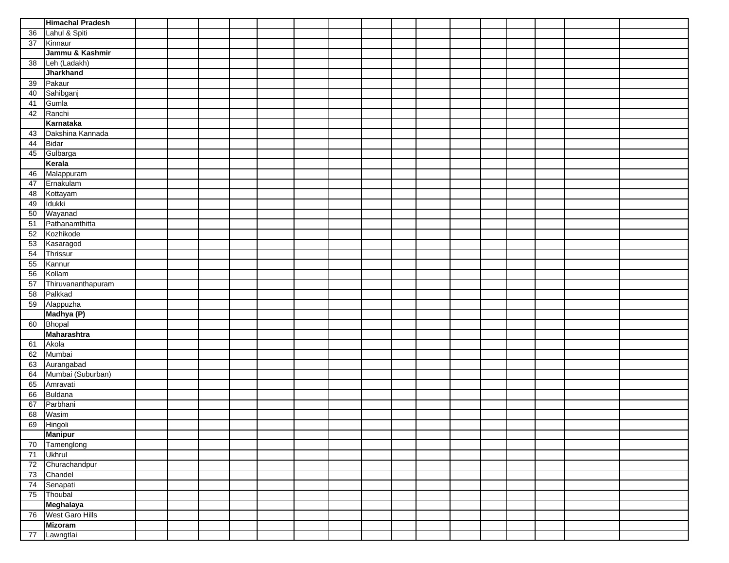| | | | | | | | | | | | | | | | | |
|---|---|---|---|---|---|---|---|---|---|---|---|---|---|---|---|---|
| | **Himachal Pradesh** | | | | | | | | | | | | | | | |
| 36 | Lahul & Spiti | | | | | | | | | | | | | | | |
| 37 | Kinnaur | | | | | | | | | | | | | | | |
| | **Jammu & Kashmir** | | | | | | | | | | | | | | | |
| 38 | Leh (Ladakh) | | | | | | | | | | | | | | | |
| | **Jharkhand** | | | | | | | | | | | | | | | |
| 39 | Pakaur | | | | | | | | | | | | | | | |
| 40 | Sahibganj | | | | | | | | | | | | | | | |
| 41 | Gumla | | | | | | | | | | | | | | | |
| 42 | Ranchi | | | | | | | | | | | | | | | |
| | **Karnataka** | | | | | | | | | | | | | | | |
| 43 | Dakshina Kannada | | | | | | | | | | | | | | | |
| 44 | Bidar | | | | | | | | | | | | | | | |
| 45 | Gulbarga | | | | | | | | | | | | | | | |
| | **Kerala** | | | | | | | | | | | | | | | |
| 46 | Malappuram | | | | | | | | | | | | | | | |
| 47 | Ernakulam | | | | | | | | | | | | | | | |
| 48 | Kottayam | | | | | | | | | | | | | | | |
| 49 | Idukki | | | | | | | | | | | | | | | |
| 50 | Wayanad | | | | | | | | | | | | | | | |
| 51 | Pathanamthitta | | | | | | | | | | | | | | | |
| 52 | Kozhikode | | | | | | | | | | | | | | | |
| 53 | Kasaragod | | | | | | | | | | | | | | | |
| 54 | Thrissur | | | | | | | | | | | | | | | |
| 55 | Kannur | | | | | | | | | | | | | | | |
| 56 | Kollam | | | | | | | | | | | | | | | |
| 57 | Thiruvananthapuram | | | | | | | | | | | | | | | |
| 58 | Palkkad | | | | | | | | | | | | | | | |
| 59 | Alappuzha | | | | | | | | | | | | | | | |
| | **Madhya (P)** | | | | | | | | | | | | | | | |
| 60 | Bhopal | | | | | | | | | | | | | | | |
| | **Maharashtra** | | | | | | | | | | | | | | | |
| 61 | Akola | | | | | | | | | | | | | | | |
| 62 | Mumbai | | | | | | | | | | | | | | | |
| 63 | Aurangabad | | | | | | | | | | | | | | | |
| 64 | Mumbai (Suburban) | | | | | | | | | | | | | | | |
| 65 | Amravati | | | | | | | | | | | | | | | |
| 66 | Buldana | | | | | | | | | | | | | | | |
| 67 | Parbhani | | | | | | | | | | | | | | | |
| 68 | Wasim | | | | | | | | | | | | | | | |
| 69 | Hingoli | | | | | | | | | | | | | | | |
| | **Manipur** | | | | | | | | | | | | | | | |
| 70 | Tamenglong | | | | | | | | | | | | | | | |
| 71 | Ukhrul | | | | | | | | | | | | | | | |
| 72 | Churachandpur | | | | | | | | | | | | | | | |
| 73 | Chandel | | | | | | | | | | | | | | | |
| 74 | Senapati | | | | | | | | | | | | | | | |
| 75 | Thoubal | | | | | | | | | | | | | | | |
| | **Meghalaya** | | | | | | | | | | | | | | | |
| 76 | West Garo Hills | | | | | | | | | | | | | | | |
| | **Mizoram** | | | | | | | | | | | | | | | |
| 77 | Lawngtlai | | | | | | | | | | | | | | | |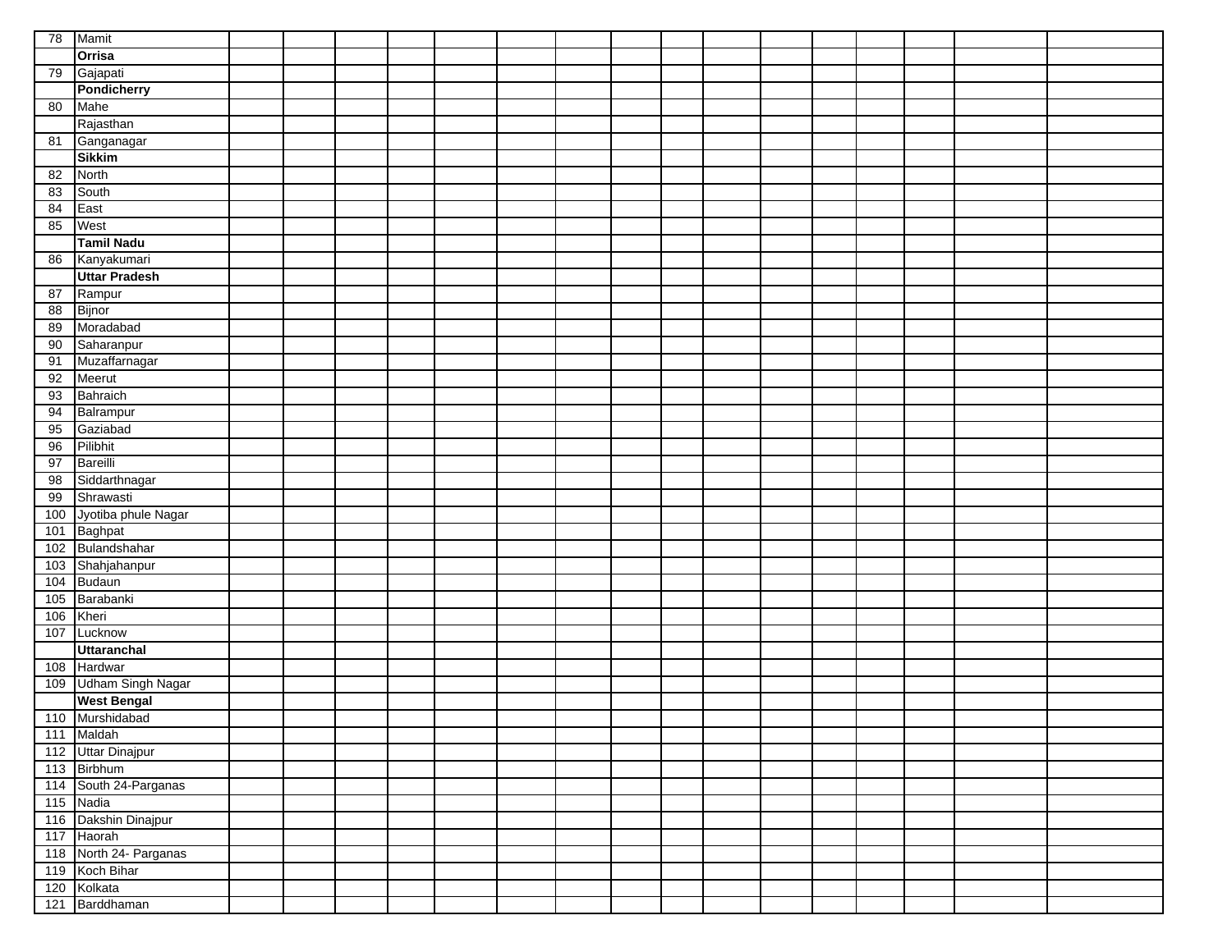| | | | | | | | | | | | | | | | | |
|---|---|---|---|---|---|---|---|---|---|---|---|---|---|---|---|---|
| 78 | Mamit | | | | | | | | | | | | | | | |
| | **Orrisa** | | | | | | | | | | | | | | | |
| 79 | Gajapati | | | | | | | | | | | | | | | |
| | **Pondicherry** | | | | | | | | | | | | | | | |
| 80 | Mahe | | | | | | | | | | | | | | | |
| | Rajasthan | | | | | | | | | | | | | | | |
| 81 | Ganganagar | | | | | | | | | | | | | | | |
| | **Sikkim** | | | | | | | | | | | | | | | |
| 82 | North | | | | | | | | | | | | | | | |
| 83 | South | | | | | | | | | | | | | | | |
| 84 | East | | | | | | | | | | | | | | | |
| 85 | West | | | | | | | | | | | | | | | |
| | **Tamil Nadu** | | | | | | | | | | | | | | | |
| 86 | Kanyakumari | | | | | | | | | | | | | | | |
| | **Uttar Pradesh** | | | | | | | | | | | | | | | |
| 87 | Rampur | | | | | | | | | | | | | | | |
| 88 | Bijnor | | | | | | | | | | | | | | | |
| 89 | Moradabad | | | | | | | | | | | | | | | |
| 90 | Saharanpur | | | | | | | | | | | | | | | |
| 91 | Muzaffarnagar | | | | | | | | | | | | | | | |
| 92 | Meerut | | | | | | | | | | | | | | | |
| 93 | Bahraich | | | | | | | | | | | | | | | |
| 94 | Balrampur | | | | | | | | | | | | | | | |
| 95 | Gaziabad | | | | | | | | | | | | | | | |
| 96 | Pilibhit | | | | | | | | | | | | | | | |
| 97 | Bareilli | | | | | | | | | | | | | | | |
| 98 | Siddarthnagar | | | | | | | | | | | | | | | |
| 99 | Shrawasti | | | | | | | | | | | | | | | |
| 100 | Jyotiba phule Nagar | | | | | | | | | | | | | | | |
| 101 | Baghpat | | | | | | | | | | | | | | | |
| 102 | Bulandshahar | | | | | | | | | | | | | | | |
| 103 | Shahjahanpur | | | | | | | | | | | | | | | |
| 104 | Budaun | | | | | | | | | | | | | | | |
| 105 | Barabanki | | | | | | | | | | | | | | | |
| 106 | Kheri | | | | | | | | | | | | | | | |
| 107 | Lucknow | | | | | | | | | | | | | | | |
| | **Uttaranchal** | | | | | | | | | | | | | | | |
| 108 | Hardwar | | | | | | | | | | | | | | | |
| 109 | Udham Singh Nagar | | | | | | | | | | | | | | | |
| | **West Bengal** | | | | | | | | | | | | | | | |
| 110 | Murshidabad | | | | | | | | | | | | | | | |
| 111 | Maldah | | | | | | | | | | | | | | | |
| 112 | Uttar Dinajpur | | | | | | | | | | | | | | | |
| 113 | Birbhum | | | | | | | | | | | | | | | |
| 114 | South 24-Parganas | | | | | | | | | | | | | | | |
| 115 | Nadia | | | | | | | | | | | | | | | |
| 116 | Dakshin Dinajpur | | | | | | | | | | | | | | | |
| 117 | Haorah | | | | | | | | | | | | | | | |
| 118 | North 24- Parganas | | | | | | | | | | | | | | | |
| 119 | Koch Bihar | | | | | | | | | | | | | | | |
| 120 | Kolkata | | | | | | | | | | | | | | | |
| 121 | Barddhaman | | | | | | | | | | | | | | | |